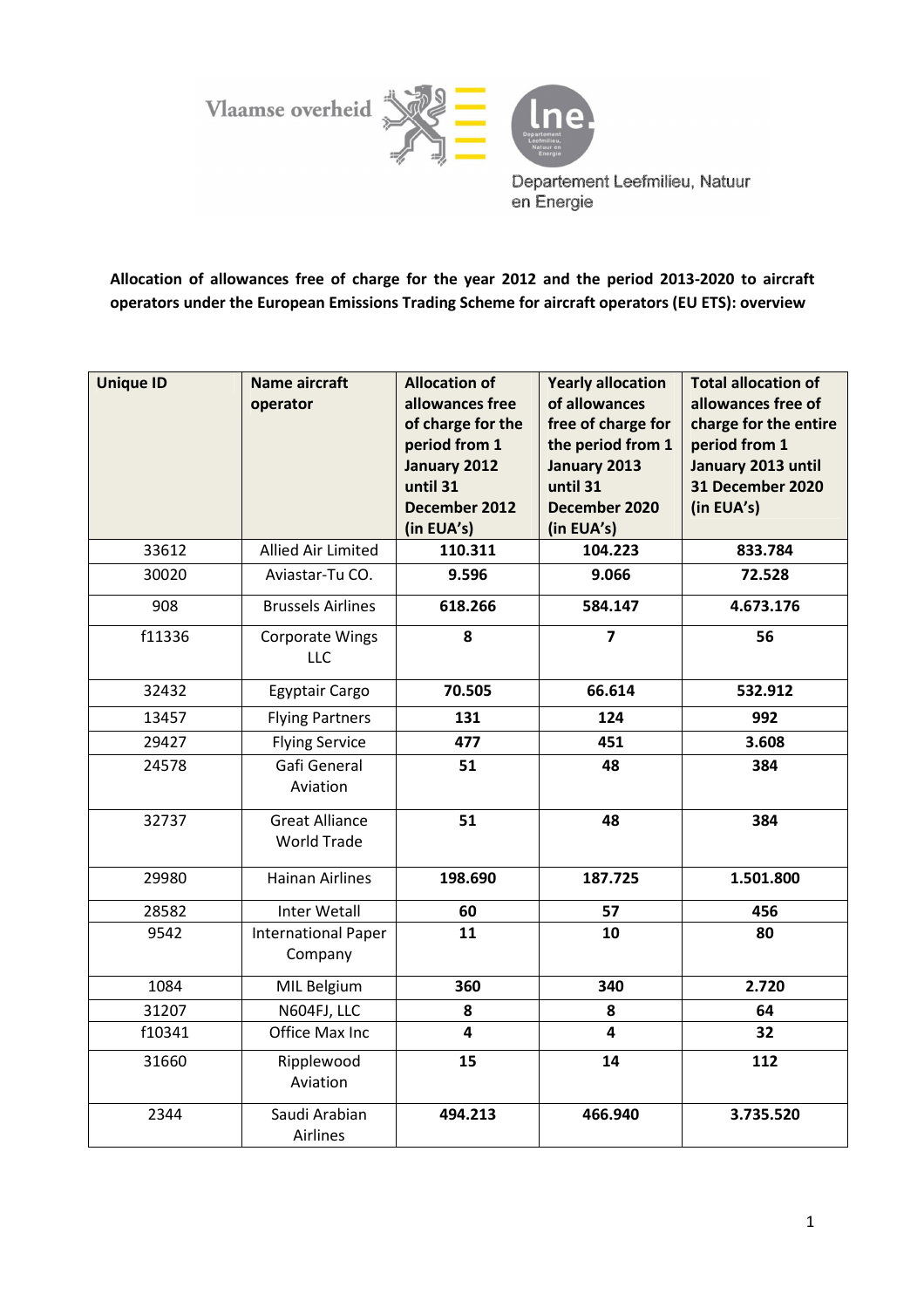Vlaamse overheid

Departement Leefmilieu, Natuur en Energie

**Allocation of allowances free of charge for the year 2012 and the period 2013-2020 to aircraft operators under the European Emissions Trading Scheme for aircraft operators (EU ETS): overview**

| Unique ID | Name aircraft operator | Allocation of allowances free of charge for the period from 1 January 2012 until 31 December 2012 (in EUA's) | Yearly allocation of allowances free of charge for the period from 1 January 2013 until 31 December 2020 (in EUA's) | Total allocation of allowances free of charge for the entire period from 1 January 2013 until 31 December 2020 (in EUA's) |
|---|---|---|---|---|
| 33612 | Allied Air Limited | **110.311** | **104.223** | **833.784** |
| 30020 | Aviastar-Tu CO. | **9.596** | **9.066** | **72.528** |
| 908 | Brussels Airlines | **618.266** | **584.147** | **4.673.176** |
| f11336 | Corporate Wings LLC | **8** | **7** | **56** |
| 32432 | Egyptair Cargo | **70.505** | **66.614** | **532.912** |
| 13457 | Flying Partners | **131** | **124** | **992** |
| 29427 | Flying Service | **477** | **451** | **3.608** |
| 24578 | Gafi General Aviation | **51** | **48** | **384** |
| 32737 | Great Alliance World Trade | **51** | **48** | **384** |
| 29980 | Hainan Airlines | **198.690** | **187.725** | **1.501.800** |
| 28582 | Inter Wetall | **60** | **57** | **456** |
| 9542 | International Paper Company | **11** | **10** | **80** |
| 1084 | MIL Belgium | **360** | **340** | **2.720** |
| 31207 | N604FJ, LLC | **8** | **8** | **64** |
| f10341 | Office Max Inc | **4** | **4** | **32** |
| 31660 | Ripplewood Aviation | **15** | **14** | **112** |
| 2344 | Saudi Arabian Airlines | **494.213** | **466.940** | **3.735.520** |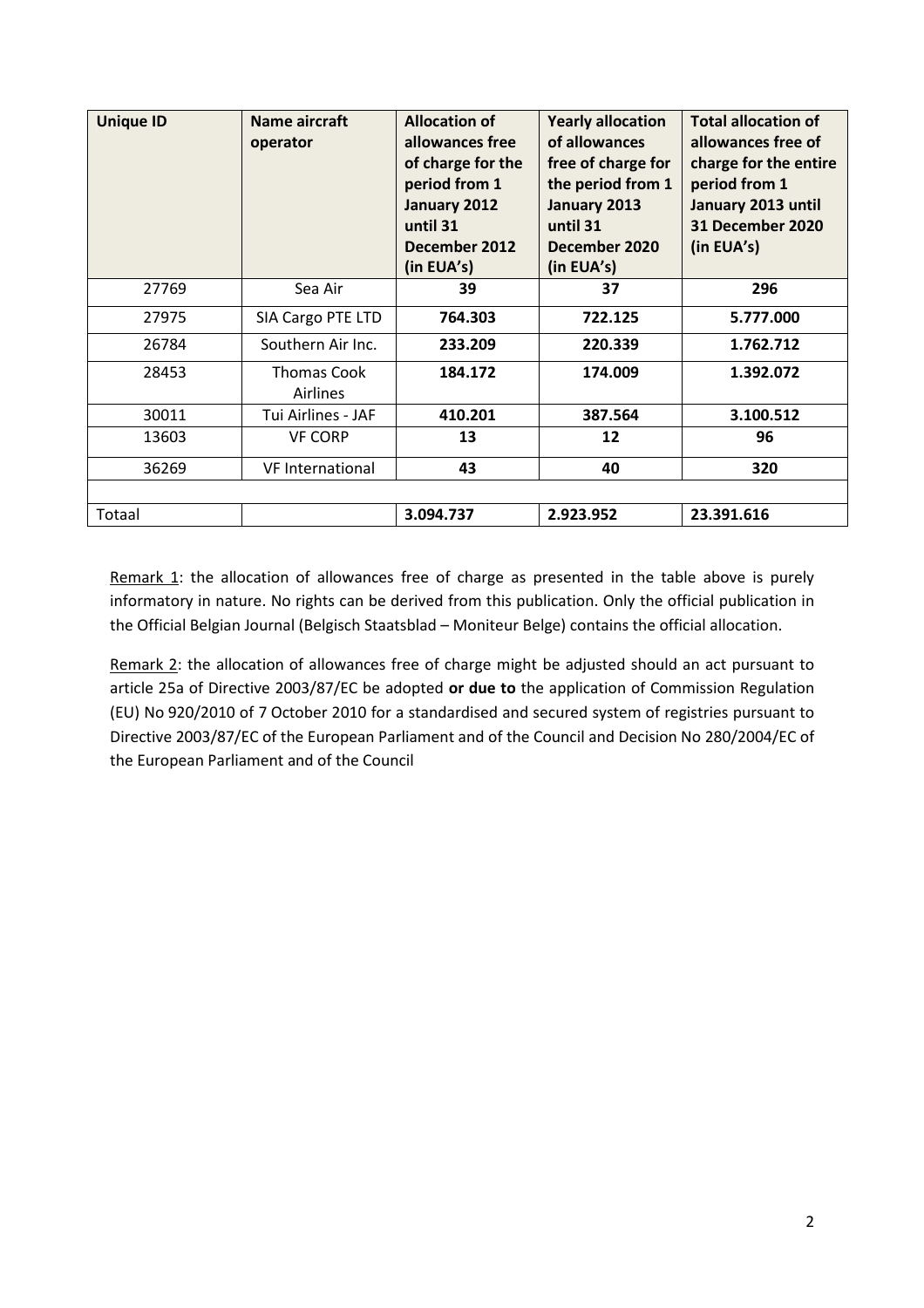| Unique ID | Name aircraft operator | Allocation of allowances free of charge for the period from 1 January 2012 until 31 December 2012 (in EUA's) | Yearly allocation of allowances free of charge for the period from 1 January 2013 until 31 December 2020 (in EUA's) | Total allocation of allowances free of charge for the entire period from 1 January 2013 until 31 December 2020 (in EUA's) |
|---|---|---|---|---|
| 27769 | Sea Air | **39** | **37** | **296** |
| 27975 | SIA Cargo PTE LTD | **764.303** | **722.125** | **5.777.000** |
| 26784 | Southern Air Inc. | **233.209** | **220.339** | **1.762.712** |
| 28453 | Thomas Cook Airlines | **184.172** | **174.009** | **1.392.072** |
| 30011 | Tui Airlines - JAF | **410.201** | **387.564** | **3.100.512** |
| 13603 | VF CORP | **13** | **12** | **96** |
| 36269 | VF International | **43** | **40** | **320** |
| | | | | |
| Totaal | | **3.094.737** | **2.923.952** | **23.391.616** |

Remark 1: the allocation of allowances free of charge as presented in the table above is purely informatory in nature. No rights can be derived from this publication. Only the official publication in the Official Belgian Journal (Belgisch Staatsblad – Moniteur Belge) contains the official allocation.

Remark 2: the allocation of allowances free of charge might be adjusted should an act pursuant to article 25a of Directive 2003/87/EC be adopted **or due to** the application of Commission Regulation (EU) No 920/2010 of 7 October 2010 for a standardised and secured system of registries pursuant to Directive 2003/87/EC of the European Parliament and of the Council and Decision No 280/2004/EC of the European Parliament and of the Council